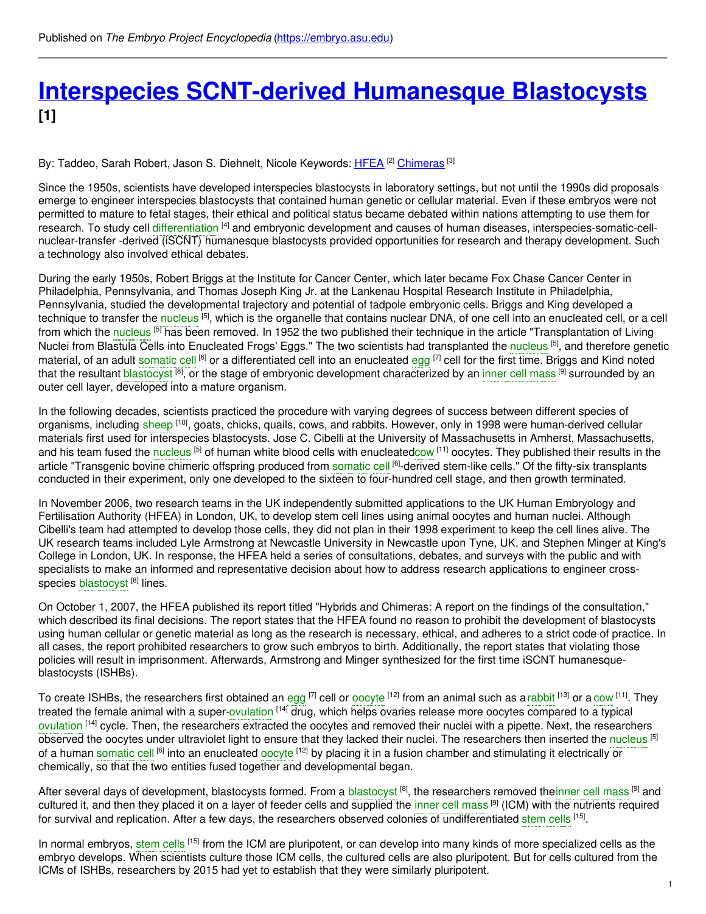Published on *The Embryo Project Encyclopedia* (https://embryo.asu.edu)

# Interspecies SCNT-derived Humanesque Blastocysts [1]

By: Taddeo, Sarah Robert, Jason S. Diehnelt, Nicole Keywords: HFEA [2] Chimeras [3]

Since the 1950s, scientists have developed interspecies blastocysts in laboratory settings, but not until the 1990s did proposals emerge to engineer interspecies blastocysts that contained human genetic or cellular material. Even if these embryos were not permitted to mature to fetal stages, their ethical and political status became debated within nations attempting to use them for research. To study cell differentiation [4] and embryonic development and causes of human diseases, interspecies-somatic-cell-nuclear-transfer -derived (iSCNT) humanesque blastocysts provided opportunities for research and therapy development. Such a technology also involved ethical debates.

During the early 1950s, Robert Briggs at the Institute for Cancer Center, which later became Fox Chase Cancer Center in Philadelphia, Pennsylvania, and Thomas Joseph King Jr. at the Lankenau Hospital Research Institute in Philadelphia, Pennsylvania, studied the developmental trajectory and potential of tadpole embryonic cells. Briggs and King developed a technique to transfer the nucleus [5], which is the organelle that contains nuclear DNA, of one cell into an enucleated cell, or a cell from which the nucleus [5] has been removed. In 1952 the two published their technique in the article "Transplantation of Living Nuclei from Blastula Cells into Enucleated Frogs' Eggs." The two scientists had transplanted the nucleus [5], and therefore genetic material, of an adult somatic cell [6] or a differentiated cell into an enucleated egg [7] cell for the first time. Briggs and Kind noted that the resultant blastocyst [8], or the stage of embryonic development characterized by an inner cell mass [9] surrounded by an outer cell layer, developed into a mature organism.

In the following decades, scientists practiced the procedure with varying degrees of success between different species of organisms, including sheep [10], goats, chicks, quails, cows, and rabbits. However, only in 1998 were human-derived cellular materials first used for interspecies blastocysts. Jose C. Cibelli at the University of Massachusetts in Amherst, Massachusetts, and his team fused the nucleus [5] of human white blood cells with enucleatedcow [11] oocytes. They published their results in the article "Transgenic bovine chimeric offspring produced from somatic cell [6]-derived stem-like cells." Of the fifty-six transplants conducted in their experiment, only one developed to the sixteen to four-hundred cell stage, and then growth terminated.

In November 2006, two research teams in the UK independently submitted applications to the UK Human Embryology and Fertilisation Authority (HFEA) in London, UK, to develop stem cell lines using animal oocytes and human nuclei. Although Cibelli's team had attempted to develop those cells, they did not plan in their 1998 experiment to keep the cell lines alive. The UK research teams included Lyle Armstrong at Newcastle University in Newcastle upon Tyne, UK, and Stephen Minger at King's College in London, UK. In response, the HFEA held a series of consultations, debates, and surveys with the public and with specialists to make an informed and representative decision about how to address research applications to engineer cross-species blastocyst [8] lines.

On October 1, 2007, the HFEA published its report titled "Hybrids and Chimeras: A report on the findings of the consultation," which described its final decisions. The report states that the HFEA found no reason to prohibit the development of blastocysts using human cellular or genetic material as long as the research is necessary, ethical, and adheres to a strict code of practice. In all cases, the report prohibited researchers to grow such embryos to birth. Additionally, the report states that violating those policies will result in imprisonment. Afterwards, Armstrong and Minger synthesized for the first time iSCNT humanesque-blastocysts (ISHBs).

To create ISHBs, the researchers first obtained an egg [7] cell or oocyte [12] from an animal such as a rabbit [13] or a cow [11]. They treated the female animal with a super-ovulation [14] drug, which helps ovaries release more oocytes compared to a typical ovulation [14] cycle. Then, the researchers extracted the oocytes and removed their nuclei with a pipette. Next, the researchers observed the oocytes under ultraviolet light to ensure that they lacked their nuclei. The researchers then inserted the nucleus [5] of a human somatic cell [6] into an enucleated oocyte [12] by placing it in a fusion chamber and stimulating it electrically or chemically, so that the two entities fused together and developmental began.

After several days of development, blastocysts formed. From a blastocyst [8], the researchers removed theinner cell mass [9] and cultured it, and then they placed it on a layer of feeder cells and supplied the inner cell mass [9] (ICM) with the nutrients required for survival and replication. After a few days, the researchers observed colonies of undifferentiated stem cells [15].

In normal embryos, stem cells [15] from the ICM are pluripotent, or can develop into many kinds of more specialized cells as the embryo develops. When scientists culture those ICM cells, the cultured cells are also pluripotent. But for cells cultured from the ICMs of ISHBs, researchers by 2015 had yet to establish that they were similarly pluripotent.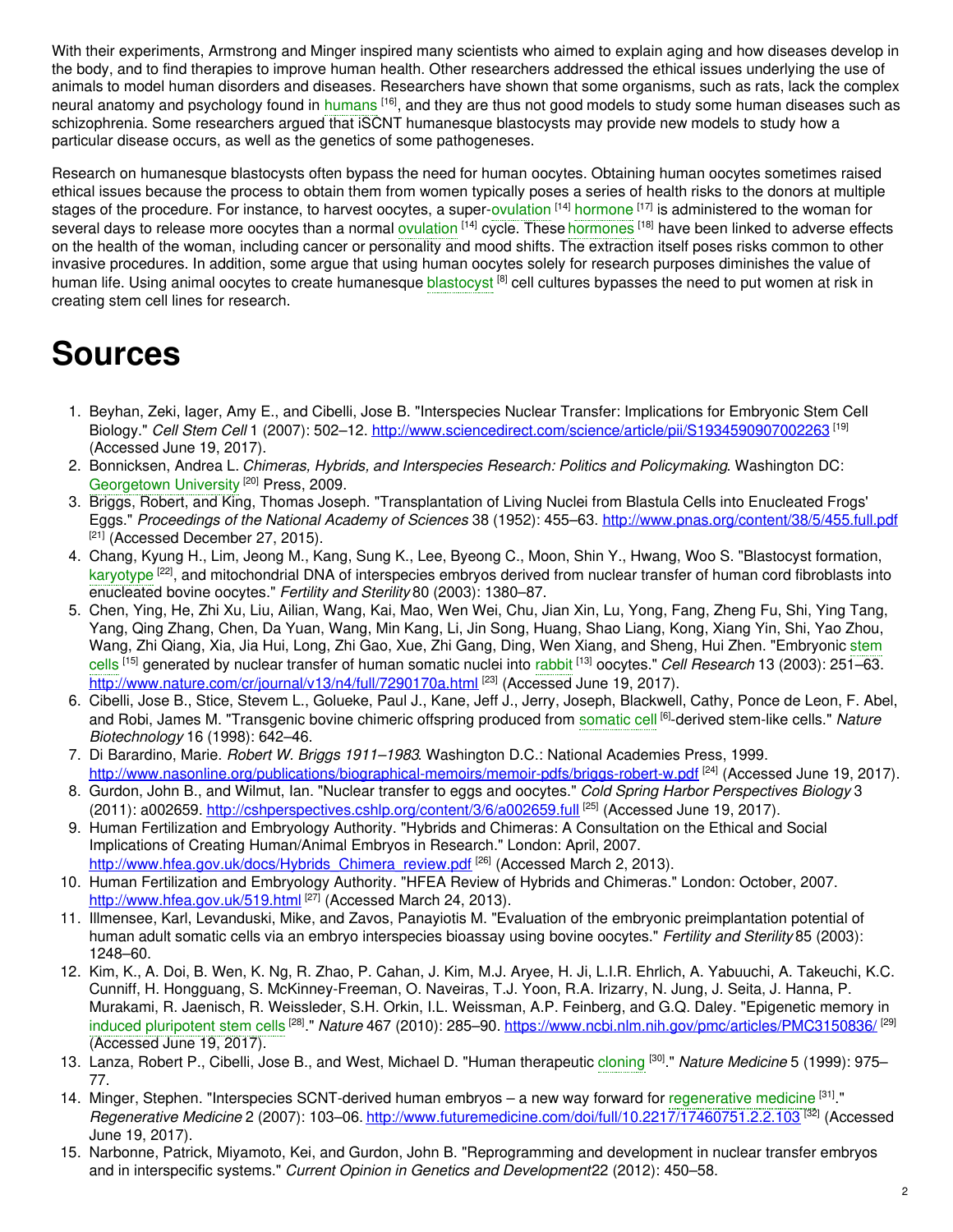With their experiments, Armstrong and Minger inspired many scientists who aimed to explain aging and how diseases develop in the body, and to find therapies to improve human health. Other researchers addressed the ethical issues underlying the use of animals to model human disorders and diseases. Researchers have shown that some organisms, such as rats, lack the complex neural anatomy and psychology found in humans [16], and they are thus not good models to study some human diseases such as schizophrenia. Some researchers argued that iSCNT humanesque blastocysts may provide new models to study how a particular disease occurs, as well as the genetics of some pathogeneses.

Research on humanesque blastocysts often bypass the need for human oocytes. Obtaining human oocytes sometimes raised ethical issues because the process to obtain them from women typically poses a series of health risks to the donors at multiple stages of the procedure. For instance, to harvest oocytes, a super-ovulation [14] hormone [17] is administered to the woman for several days to release more oocytes than a normal ovulation [14] cycle. These hormones [18] have been linked to adverse effects on the health of the woman, including cancer or personality and mood shifts. The extraction itself poses risks common to other invasive procedures. In addition, some argue that using human oocytes solely for research purposes diminishes the value of human life. Using animal oocytes to create humanesque blastocyst [8] cell cultures bypasses the need to put women at risk in creating stem cell lines for research.

# Sources

1. Beyhan, Zeki, Iager, Amy E., and Cibelli, Jose B. "Interspecies Nuclear Transfer: Implications for Embryonic Stem Cell Biology." *Cell Stem Cell* 1 (2007): 502–12. http://www.sciencedirect.com/science/article/pii/S1934590907002263 [19] (Accessed June 19, 2017).
2. Bonnicksen, Andrea L. *Chimeras, Hybrids, and Interspecies Research: Politics and Policymaking*. Washington DC: Georgetown University [20] Press, 2009.
3. Briggs, Robert, and King, Thomas Joseph. "Transplantation of Living Nuclei from Blastula Cells into Enucleated Frogs' Eggs." *Proceedings of the National Academy of Sciences* 38 (1952): 455–63. http://www.pnas.org/content/38/5/455.full.pdf [21] (Accessed December 27, 2015).
4. Chang, Kyung H., Lim, Jeong M., Kang, Sung K., Lee, Byeong C., Moon, Shin Y., Hwang, Woo S. "Blastocyst formation, karyotype [22], and mitochondrial DNA of interspecies embryos derived from nuclear transfer of human cord fibroblasts into enucleated bovine oocytes." *Fertility and Sterility* 80 (2003): 1380–87.
5. Chen, Ying, He, Zhi Xu, Liu, Ailian, Wang, Kai, Mao, Wen Wei, Chu, Jian Xin, Lu, Yong, Fang, Zheng Fu, Shi, Ying Tang, Yang, Qing Zhang, Chen, Da Yuan, Wang, Min Kang, Li, Jin Song, Huang, Shao Liang, Kong, Xiang Yin, Shi, Yao Zhou, Wang, Zhi Qiang, Xia, Jia Hui, Long, Zhi Gao, Xue, Zhi Gang, Ding, Wen Xiang, and Sheng, Hui Zhen. "Embryonic stem cells [15] generated by nuclear transfer of human somatic nuclei into rabbit [13] oocytes." *Cell Research* 13 (2003): 251–63. http://www.nature.com/cr/journal/v13/n4/full/7290170a.html [23] (Accessed June 19, 2017).
6. Cibelli, Jose B., Stice, Stevem L., Golueke, Paul J., Kane, Jeff J., Jerry, Joseph, Blackwell, Cathy, Ponce de Leon, F. Abel, and Robi, James M. "Transgenic bovine chimeric offspring produced from somatic cell [6]-derived stem-like cells." *Nature Biotechnology* 16 (1998): 642–46.
7. Di Barardino, Marie. *Robert W. Briggs 1911–1983*. Washington D.C.: National Academies Press, 1999. http://www.nasonline.org/publications/biographical-memoirs/memoir-pdfs/briggs-robert-w.pdf [24] (Accessed June 19, 2017).
8. Gurdon, John B., and Wilmut, Ian. "Nuclear transfer to eggs and oocytes." *Cold Spring Harbor Perspectives Biology* 3 (2011): a002659. http://cshperspectives.cshlp.org/content/3/6/a002659.full [25] (Accessed June 19, 2017).
9. Human Fertilization and Embryology Authority. "Hybrids and Chimeras: A Consultation on the Ethical and Social Implications of Creating Human/Animal Embryos in Research." London: April, 2007. http://www.hfea.gov.uk/docs/Hybrids_Chimera_review.pdf [26] (Accessed March 2, 2013).
10. Human Fertilization and Embryology Authority. "HFEA Review of Hybrids and Chimeras." London: October, 2007. http://www.hfea.gov.uk/519.html [27] (Accessed March 24, 2013).
11. Illmensee, Karl, Levanduski, Mike, and Zavos, Panayiotis M. "Evaluation of the embryonic preimplantation potential of human adult somatic cells via an embryo interspecies bioassay using bovine oocytes." *Fertility and Sterility* 85 (2003): 1248–60.
12. Kim, K., A. Doi, B. Wen, K. Ng, R. Zhao, P. Cahan, J. Kim, M.J. Aryee, H. Ji, L.I.R. Ehrlich, A. Yabuuchi, A. Takeuchi, K.C. Cunniff, H. Hongguang, S. McKinney-Freeman, O. Naveiras, T.J. Yoon, R.A. Irizarry, N. Jung, J. Seita, J. Hanna, P. Murakami, R. Jaenisch, R. Weissleder, S.H. Orkin, I.L. Weissman, A.P. Feinberg, and G.Q. Daley. "Epigenetic memory in induced pluripotent stem cells [28]." *Nature* 467 (2010): 285–90. https://www.ncbi.nlm.nih.gov/pmc/articles/PMC3150836/ [29] (Accessed June 19, 2017).
13. Lanza, Robert P., Cibelli, Jose B., and West, Michael D. "Human therapeutic cloning [30]." *Nature Medicine* 5 (1999): 975–77.
14. Minger, Stephen. "Interspecies SCNT-derived human embryos – a new way forward for regenerative medicine [31]." *Regenerative Medicine* 2 (2007): 103–06. http://www.futuremedicine.com/doi/full/10.2217/17460751.2.2.103 [32] (Accessed June 19, 2017).
15. Narbonne, Patrick, Miyamoto, Kei, and Gurdon, John B. "Reprogramming and development in nuclear transfer embryos and in interspecific systems." *Current Opinion in Genetics and Development* 22 (2012): 450–58.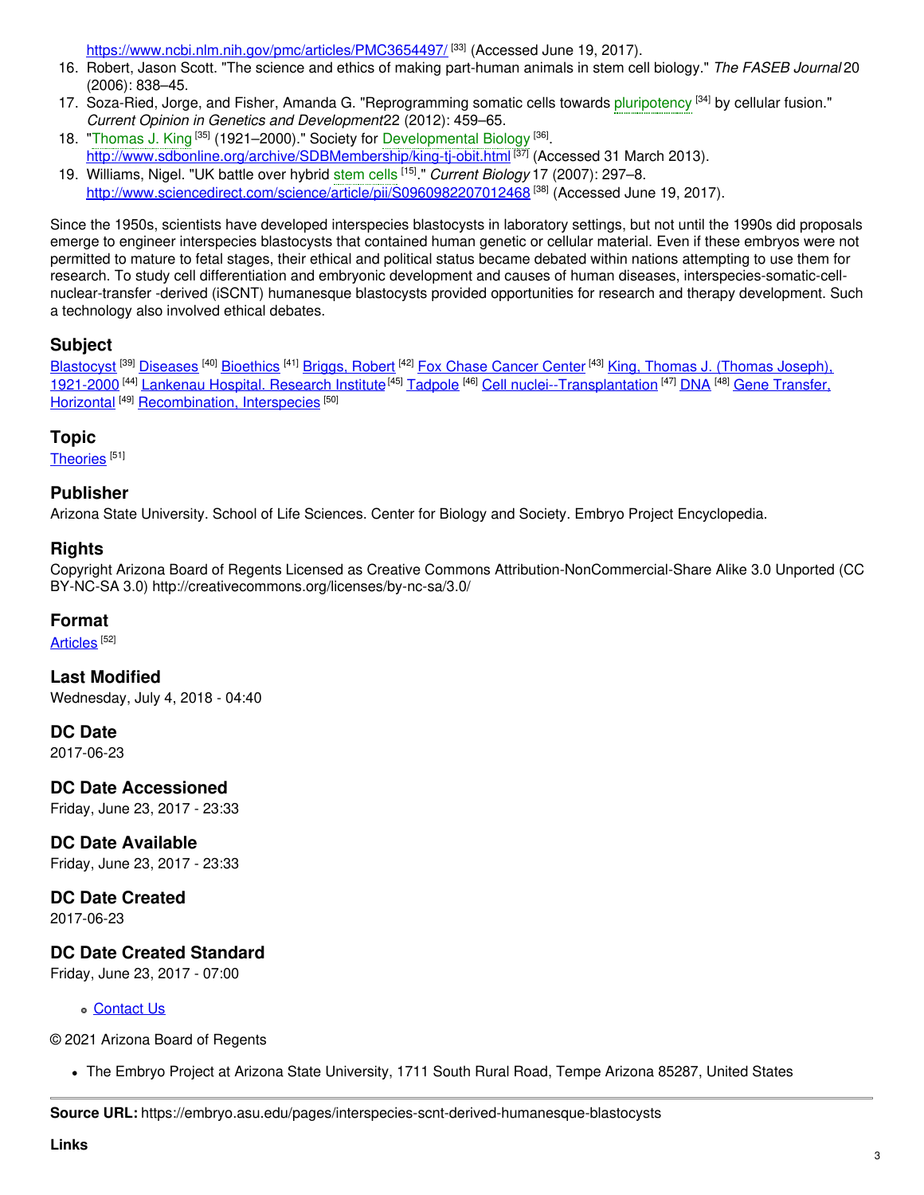https://www.ncbi.nlm.nih.gov/pmc/articles/PMC3654497/ [33] (Accessed June 19, 2017).

16. Robert, Jason Scott. "The science and ethics of making part-human animals in stem cell biology." *The FASEB Journal* 20 (2006): 838–45.
17. Soza-Ried, Jorge, and Fisher, Amanda G. "Reprogramming somatic cells towards pluripotency [34] by cellular fusion." *Current Opinion in Genetics and Development* 22 (2012): 459–65.
18. "Thomas J. King [35] (1921–2000)." Society for Developmental Biology [36]. http://www.sdbonline.org/archive/SDBMembership/king-tj-obit.html [37] (Accessed 31 March 2013).
19. Williams, Nigel. "UK battle over hybrid stem cells [15]." *Current Biology* 17 (2007): 297–8. http://www.sciencedirect.com/science/article/pii/S0960982207012468 [38] (Accessed June 19, 2017).

Since the 1950s, scientists have developed interspecies blastocysts in laboratory settings, but not until the 1990s did proposals emerge to engineer interspecies blastocysts that contained human genetic or cellular material. Even if these embryos were not permitted to mature to fetal stages, their ethical and political status became debated within nations attempting to use them for research. To study cell differentiation and embryonic development and causes of human diseases, interspecies-somatic-cell-nuclear-transfer -derived (iSCNT) humanesque blastocysts provided opportunities for research and therapy development. Such a technology also involved ethical debates.

### Subject

Blastocyst [39] Diseases [40] Bioethics [41] Briggs, Robert [42] Fox Chase Cancer Center [43] King, Thomas J. (Thomas Joseph), 1921-2000 [44] Lankenau Hospital. Research Institute [45] Tadpole [46] Cell nuclei--Transplantation [47] DNA [48] Gene Transfer, Horizontal [49] Recombination, Interspecies [50]

### Topic

Theories [51]

### Publisher

Arizona State University. School of Life Sciences. Center for Biology and Society. Embryo Project Encyclopedia.

### Rights

Copyright Arizona Board of Regents Licensed as Creative Commons Attribution-NonCommercial-Share Alike 3.0 Unported (CC BY-NC-SA 3.0) http://creativecommons.org/licenses/by-nc-sa/3.0/

### Format

Articles [52]

### Last Modified

Wednesday, July 4, 2018 - 04:40

### DC Date

2017-06-23

### DC Date Accessioned

Friday, June 23, 2017 - 23:33

### DC Date Available

Friday, June 23, 2017 - 23:33

### DC Date Created

2017-06-23

### DC Date Created Standard

Friday, June 23, 2017 - 07:00

- Contact Us

© 2021 Arizona Board of Regents

- The Embryo Project at Arizona State University, 1711 South Rural Road, Tempe Arizona 85287, United States

**Source URL:** https://embryo.asu.edu/pages/interspecies-scnt-derived-humanesque-blastocysts

**Links**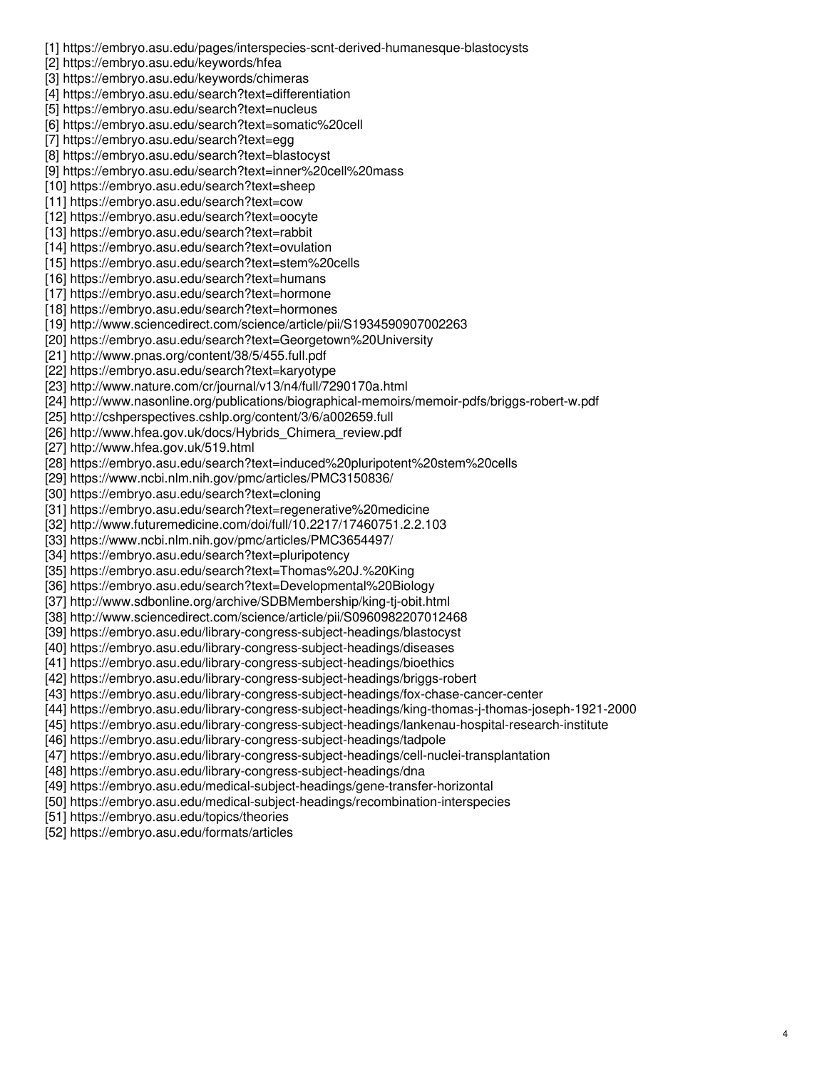[1] https://embryo.asu.edu/pages/interspecies-scnt-derived-humanesque-blastocysts
[2] https://embryo.asu.edu/keywords/hfea
[3] https://embryo.asu.edu/keywords/chimeras
[4] https://embryo.asu.edu/search?text=differentiation
[5] https://embryo.asu.edu/search?text=nucleus
[6] https://embryo.asu.edu/search?text=somatic%20cell
[7] https://embryo.asu.edu/search?text=egg
[8] https://embryo.asu.edu/search?text=blastocyst
[9] https://embryo.asu.edu/search?text=inner%20cell%20mass
[10] https://embryo.asu.edu/search?text=sheep
[11] https://embryo.asu.edu/search?text=cow
[12] https://embryo.asu.edu/search?text=oocyte
[13] https://embryo.asu.edu/search?text=rabbit
[14] https://embryo.asu.edu/search?text=ovulation
[15] https://embryo.asu.edu/search?text=stem%20cells
[16] https://embryo.asu.edu/search?text=humans
[17] https://embryo.asu.edu/search?text=hormone
[18] https://embryo.asu.edu/search?text=hormones
[19] http://www.sciencedirect.com/science/article/pii/S1934590907002263
[20] https://embryo.asu.edu/search?text=Georgetown%20University
[21] http://www.pnas.org/content/38/5/455.full.pdf
[22] https://embryo.asu.edu/search?text=karyotype
[23] http://www.nature.com/cr/journal/v13/n4/full/7290170a.html
[24] http://www.nasonline.org/publications/biographical-memoirs/memoir-pdfs/briggs-robert-w.pdf
[25] http://cshperspectives.cshlp.org/content/3/6/a002659.full
[26] http://www.hfea.gov.uk/docs/Hybrids_Chimera_review.pdf
[27] http://www.hfea.gov.uk/519.html
[28] https://embryo.asu.edu/search?text=induced%20pluripotent%20stem%20cells
[29] https://www.ncbi.nlm.nih.gov/pmc/articles/PMC3150836/
[30] https://embryo.asu.edu/search?text=cloning
[31] https://embryo.asu.edu/search?text=regenerative%20medicine
[32] http://www.futuremedicine.com/doi/full/10.2217/17460751.2.2.103
[33] https://www.ncbi.nlm.nih.gov/pmc/articles/PMC3654497/
[34] https://embryo.asu.edu/search?text=pluripotency
[35] https://embryo.asu.edu/search?text=Thomas%20J.%20King
[36] https://embryo.asu.edu/search?text=Developmental%20Biology
[37] http://www.sdbonline.org/archive/SDBMembership/king-tj-obit.html
[38] http://www.sciencedirect.com/science/article/pii/S0960982207012468
[39] https://embryo.asu.edu/library-congress-subject-headings/blastocyst
[40] https://embryo.asu.edu/library-congress-subject-headings/diseases
[41] https://embryo.asu.edu/library-congress-subject-headings/bioethics
[42] https://embryo.asu.edu/library-congress-subject-headings/briggs-robert
[43] https://embryo.asu.edu/library-congress-subject-headings/fox-chase-cancer-center
[44] https://embryo.asu.edu/library-congress-subject-headings/king-thomas-j-thomas-joseph-1921-2000
[45] https://embryo.asu.edu/library-congress-subject-headings/lankenau-hospital-research-institute
[46] https://embryo.asu.edu/library-congress-subject-headings/tadpole
[47] https://embryo.asu.edu/library-congress-subject-headings/cell-nuclei-transplantation
[48] https://embryo.asu.edu/library-congress-subject-headings/dna
[49] https://embryo.asu.edu/medical-subject-headings/gene-transfer-horizontal
[50] https://embryo.asu.edu/medical-subject-headings/recombination-interspecies
[51] https://embryo.asu.edu/topics/theories
[52] https://embryo.asu.edu/formats/articles